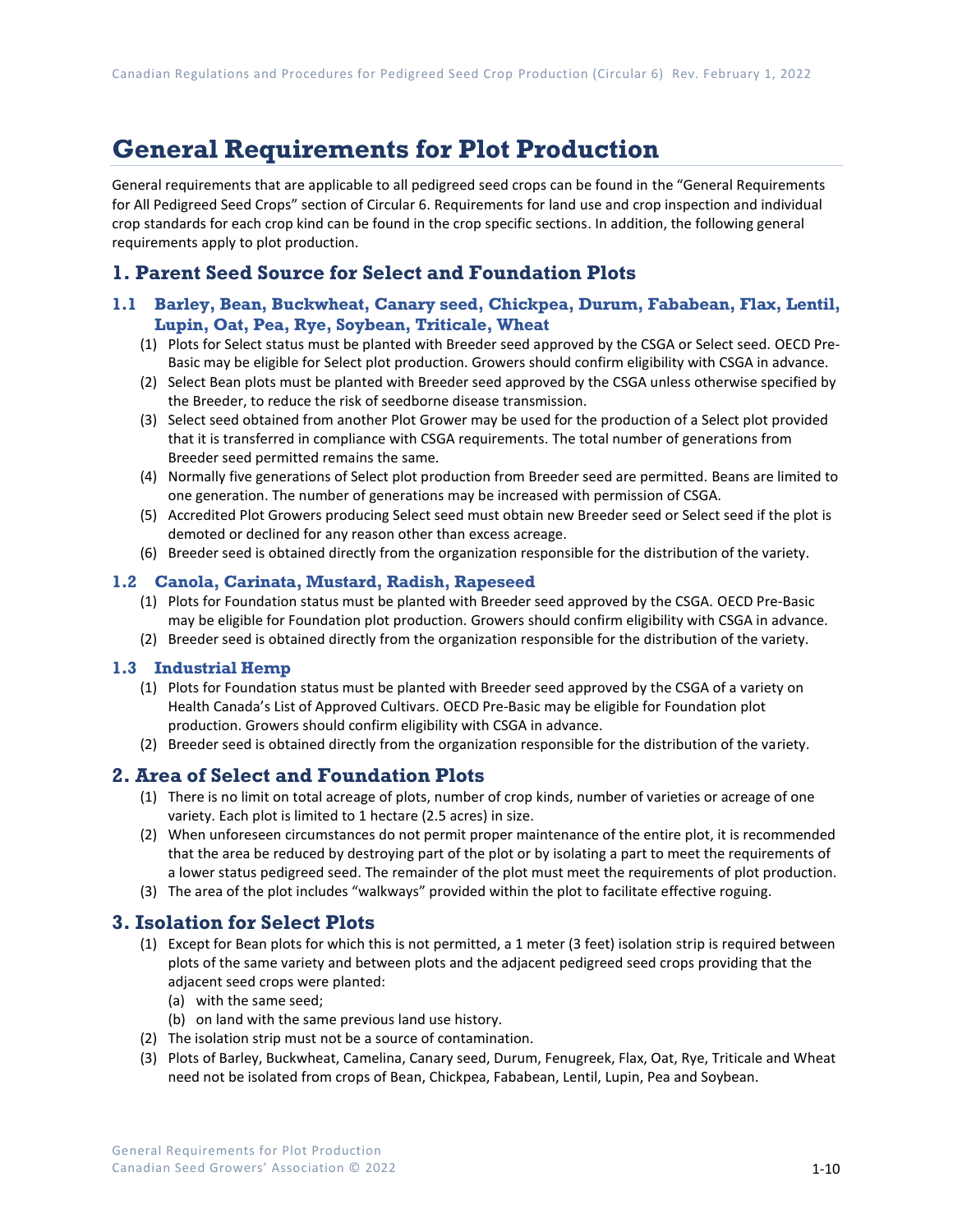# General Requirements for Plot Production

General requirements that are applicable to all pedigreed seed crops can be found in the "General Requirements for All Pedigreed Seed Crops" section of Circular 6. Requirements for land use and crop inspection and individual crop standards for each crop kind can be found in the crop specific sections. In addition, the following general requirements apply to plot production.

## 1. Parent Seed Source for Select and Foundation Plots

### 1.1 Barley, Bean, Buckwheat, Canary seed, Chickpea, Durum, Fababean, Flax, Lentil, Lupin, Oat, Pea, Rye, Soybean, Triticale, Wheat

(1) Plots for Select status must be planted with Breeder seed approved by the CSGA or Select seed. OECD Pre-Basic may be eligible for Select plot production. Growers should confirm eligibility with CSGA in advance.

(2) Select Bean plots must be planted with Breeder seed approved by the CSGA unless otherwise specified by the Breeder, to reduce the risk of seedborne disease transmission.

(3) Select seed obtained from another Plot Grower may be used for the production of a Select plot provided that it is transferred in compliance with CSGA requirements. The total number of generations from Breeder seed permitted remains the same.

(4) Normally five generations of Select plot production from Breeder seed are permitted. Beans are limited to one generation. The number of generations may be increased with permission of CSGA.

(5) Accredited Plot Growers producing Select seed must obtain new Breeder seed or Select seed if the plot is demoted or declined for any reason other than excess acreage.

(6) Breeder seed is obtained directly from the organization responsible for the distribution of the variety.

### 1.2 Canola, Carinata, Mustard, Radish, Rapeseed

(1) Plots for Foundation status must be planted with Breeder seed approved by the CSGA. OECD Pre-Basic may be eligible for Foundation plot production. Growers should confirm eligibility with CSGA in advance.

(2) Breeder seed is obtained directly from the organization responsible for the distribution of the variety.

### 1.3 Industrial Hemp

(1) Plots for Foundation status must be planted with Breeder seed approved by the CSGA of a variety on Health Canada's List of Approved Cultivars. OECD Pre-Basic may be eligible for Foundation plot production. Growers should confirm eligibility with CSGA in advance.

(2) Breeder seed is obtained directly from the organization responsible for the distribution of the variety.

## 2. Area of Select and Foundation Plots

(1) There is no limit on total acreage of plots, number of crop kinds, number of varieties or acreage of one variety. Each plot is limited to 1 hectare (2.5 acres) in size.

(2) When unforeseen circumstances do not permit proper maintenance of the entire plot, it is recommended that the area be reduced by destroying part of the plot or by isolating a part to meet the requirements of a lower status pedigreed seed. The remainder of the plot must meet the requirements of plot production.

(3) The area of the plot includes "walkways" provided within the plot to facilitate effective roguing.

## 3. Isolation for Select Plots

(1) Except for Bean plots for which this is not permitted, a 1 meter (3 feet) isolation strip is required between plots of the same variety and between plots and the adjacent pedigreed seed crops providing that the adjacent seed crops were planted:

   (a) with the same seed;

   (b) on land with the same previous land use history.

(2) The isolation strip must not be a source of contamination.

(3) Plots of Barley, Buckwheat, Camelina, Canary seed, Durum, Fenugreek, Flax, Oat, Rye, Triticale and Wheat need not be isolated from crops of Bean, Chickpea, Fababean, Lentil, Lupin, Pea and Soybean.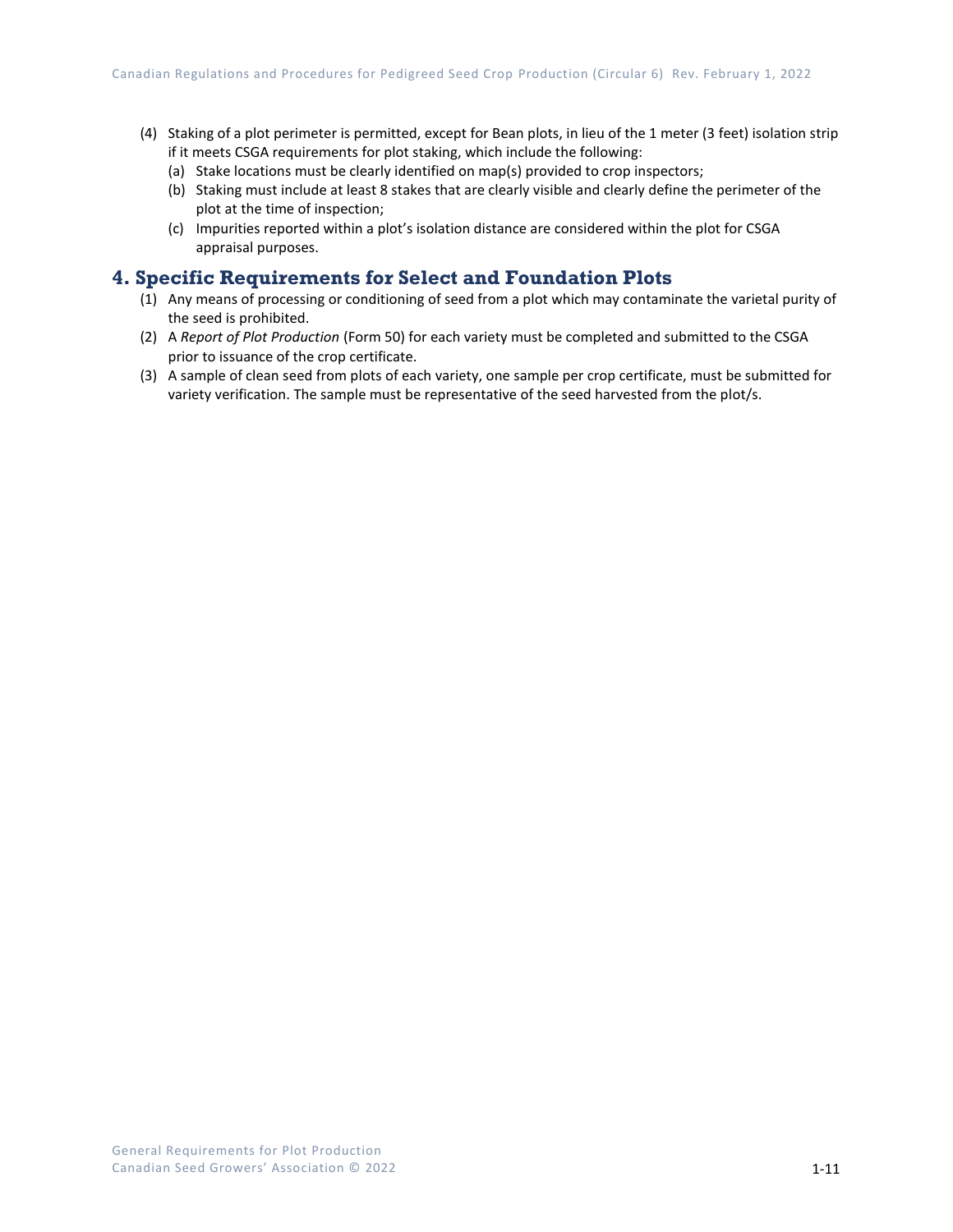(4) Staking of a plot perimeter is permitted, except for Bean plots, in lieu of the 1 meter (3 feet) isolation strip if it meets CSGA requirements for plot staking, which include the following:
   (a) Stake locations must be clearly identified on map(s) provided to crop inspectors;
   (b) Staking must include at least 8 stakes that are clearly visible and clearly define the perimeter of the plot at the time of inspection;
   (c) Impurities reported within a plot's isolation distance are considered within the plot for CSGA appraisal purposes.

## 4. Specific Requirements for Select and Foundation Plots

(1) Any means of processing or conditioning of seed from a plot which may contaminate the varietal purity of the seed is prohibited.

(2) A *Report of Plot Production* (Form 50) for each variety must be completed and submitted to the CSGA prior to issuance of the crop certificate.

(3) A sample of clean seed from plots of each variety, one sample per crop certificate, must be submitted for variety verification. The sample must be representative of the seed harvested from the plot/s.